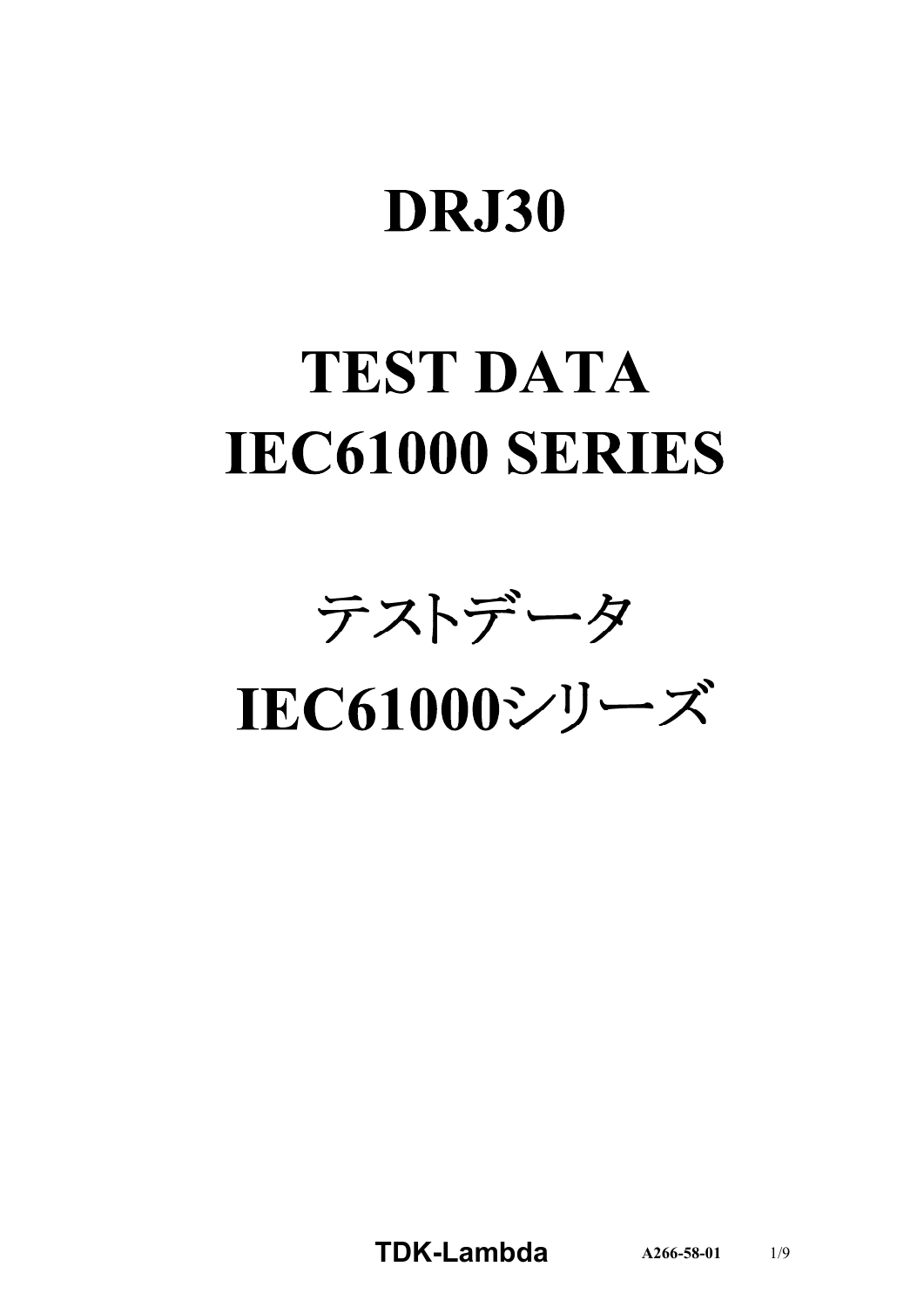# DRJ30

# TEST DATA
# IEC61000 SERIES

# テストデータ
# IEC61000シリーズ

**TDK-Lambda** A266-58-01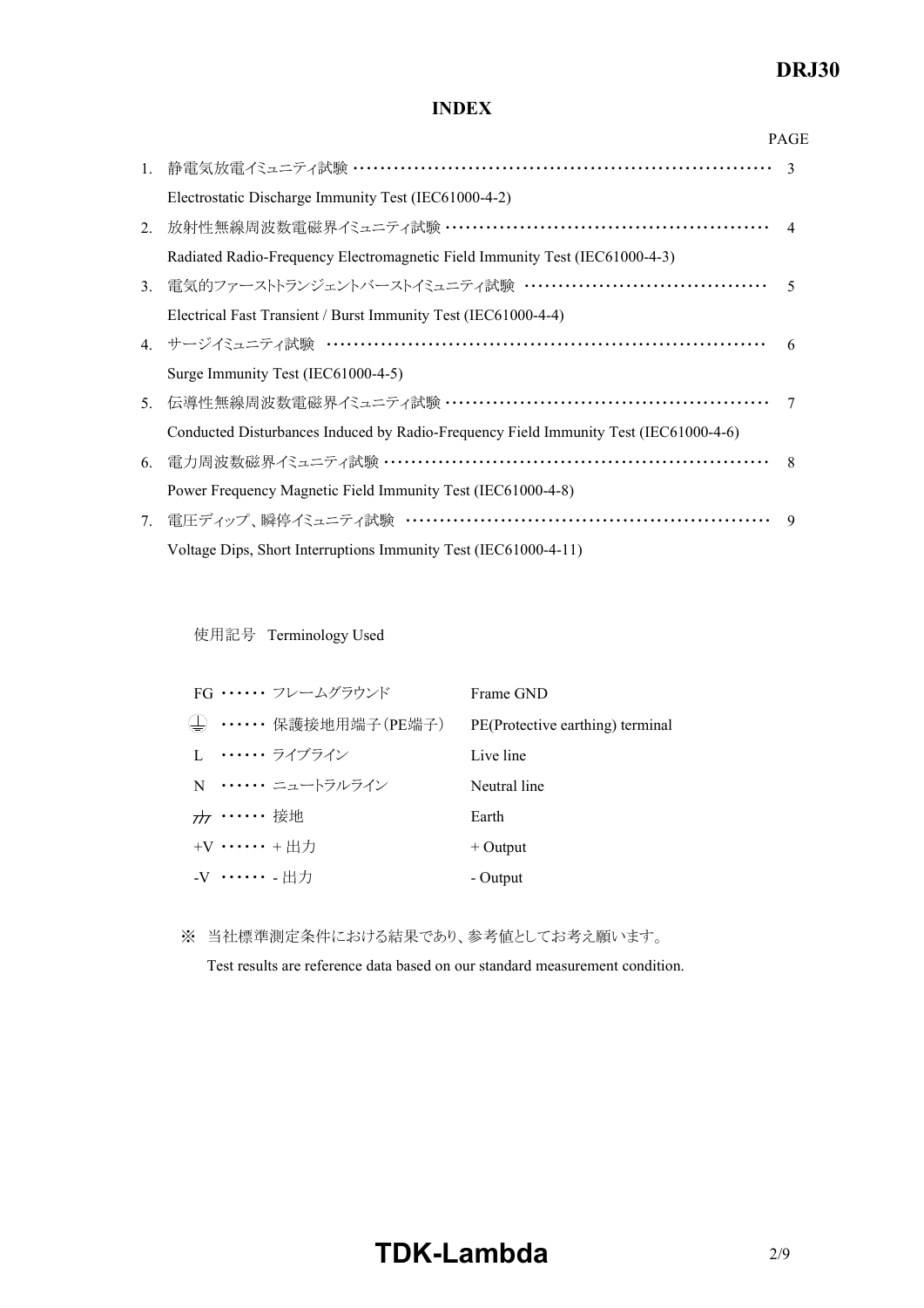## INDEX

| | | PAGE |
|---|---|---|
| 1. | 静電気放電イミュニティ試験 ・・・・・・・・・・・・・・・・・・・・・・・・・・・・・・・・・・・・・・・・・・・・・・・・・・・・・・・・・・ | 3 |
| | Electrostatic Discharge Immunity Test (IEC61000-4-2) | |
| 2. | 放射性無線周波数電磁界イミュニティ試験 ・・・・・・・・・・・・・・・・・・・・・・・・・・・・・・・・・・・・・・・・・・・・・・ | 4 |
| | Radiated Radio-Frequency Electromagnetic Field Immunity Test (IEC61000-4-3) | |
| 3. | 電気的ファーストトランジェントバーストイミュニティ試験 ・・・・・・・・・・・・・・・・・・・・・・・・・・・・・・・・・・ | 5 |
| | Electrical Fast Transient / Burst Immunity Test (IEC61000-4-4) | |
| 4. | サージイミュニティ試験 ・・・・・・・・・・・・・・・・・・・・・・・・・・・・・・・・・・・・・・・・・・・・・・・・・・・・・・・・・・・・・・ | 6 |
| | Surge Immunity Test (IEC61000-4-5) | |
| 5. | 伝導性無線周波数電磁界イミュニティ試験 ・・・・・・・・・・・・・・・・・・・・・・・・・・・・・・・・・・・・・・・・・・・・・・ | 7 |
| | Conducted Disturbances Induced by Radio-Frequency Field Immunity Test (IEC61000-4-6) | |
| 6. | 電力周波数磁界イミュニティ試験 ・・・・・・・・・・・・・・・・・・・・・・・・・・・・・・・・・・・・・・・・・・・・・・・・・・・・・・・ | 8 |
| | Power Frequency Magnetic Field Immunity Test (IEC61000-4-8) | |
| 7. | 電圧ディップ、瞬停イミュニティ試験 ・・・・・・・・・・・・・・・・・・・・・・・・・・・・・・・・・・・・・・・・・・・・・・・・・・・・ | 9 |
| | Voltage Dips, Short Interruptions Immunity Test (IEC61000-4-11) | |

使用記号 Terminology Used

| | | |
|---|---|---|
| FG | ・・・・・・ フレームグラウンド | Frame GND |
| ⏚ | ・・・・・・ 保護接地用端子（PE端子） | PE(Protective earthing) terminal |
| L | ・・・・・・ ライブライン | Live line |
| N | ・・・・・・ ニュートラルライン | Neutral line |
| ⏚ | ・・・・・・ 接地 | Earth |
| +V | ・・・・・・ ＋出力 | + Output |
| -V | ・・・・・・ - 出力 | - Output |

※ 当社標準測定条件における結果であり、参考値としてお考え願います。

Test results are reference data based on our standard measurement condition.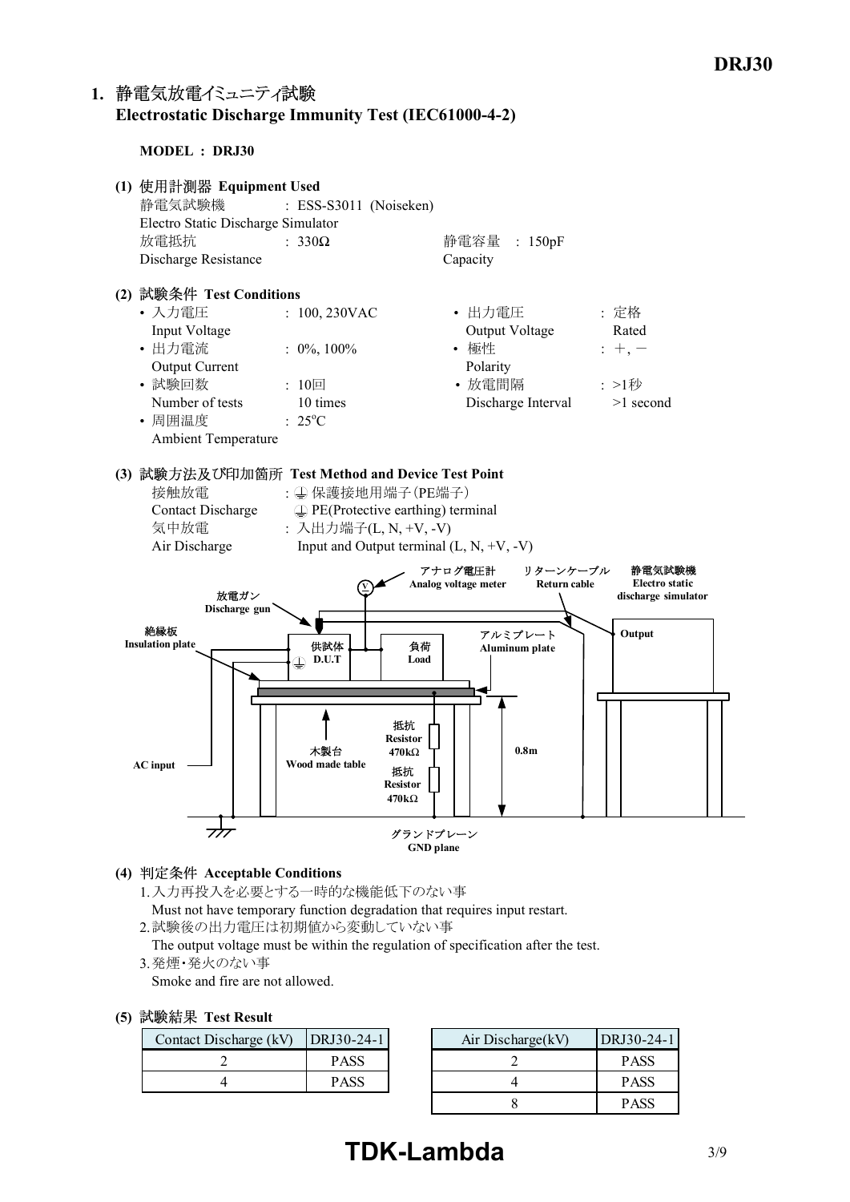## 1. 静電気放電イミュニティ試験 Electrostatic Discharge Immunity Test (IEC61000-4-2)

**MODEL : DRJ30**

**(1) 使用計測器 Equipment Used**

静電気試験機 : ESS-S3011 (Noiseken)
Electro Static Discharge Simulator

放電抵抗 : 330Ω
Discharge Resistance

静電容量 : 150pF
Capacity

**(2) 試験条件 Test Conditions**

- 入力電圧 Input Voltage : 100, 230VAC
- 出力電圧 Output Voltage : 定格 Rated
- 出力電流 Output Current : 0%, 100%
- 極性 Polarity : +, −
- 試験回数 Number of tests : 10回 10 times
- 放電間隔 Discharge Interval : >1秒 >1 second
- 周囲温度 Ambient Temperature : 25°C

**(3) 試験方法及び印加箇所 Test Method and Device Test Point**

接触放電 Contact Discharge : ⏚ 保護接地用端子（PE端子） ⏚ PE(Protective earthing) terminal

気中放電 Air Discharge : 入出力端子(L, N, +V, -V) Input and Output terminal (L, N, +V, -V)

アナログ電圧計 Analog voltage meter
リターンケーブル Return cable
静電気試験機 Electro static discharge simulator
放電ガン Discharge gun
絶縁板 Insulation plate
供試体 D.U.T
負荷 Load
アルミプレート Aluminum plate
Output
抵抗 Resistor 470kΩ
抵抗 Resistor 470kΩ
木製台 Wood made table
0.8m
AC input
グランドプレーン GND plane

**(4) 判定条件 Acceptable Conditions**

1. 入力再投入を必要とする一時的な機能低下のない事
   Must not have temporary function degradation that requires input restart.
2. 試験後の出力電圧は初期値から変動していない事
   The output voltage must be within the regulation of specification after the test.
3. 発煙・発火のない事
   Smoke and fire are not allowed.

**(5) 試験結果 Test Result**

| Contact Discharge (kV) | DRJ30-24-1 |
|---|---|
| 2 | PASS |
| 4 | PASS |

| Air Discharge(kV) | DRJ30-24-1 |
|---|---|
| 2 | PASS |
| 4 | PASS |
| 8 | PASS |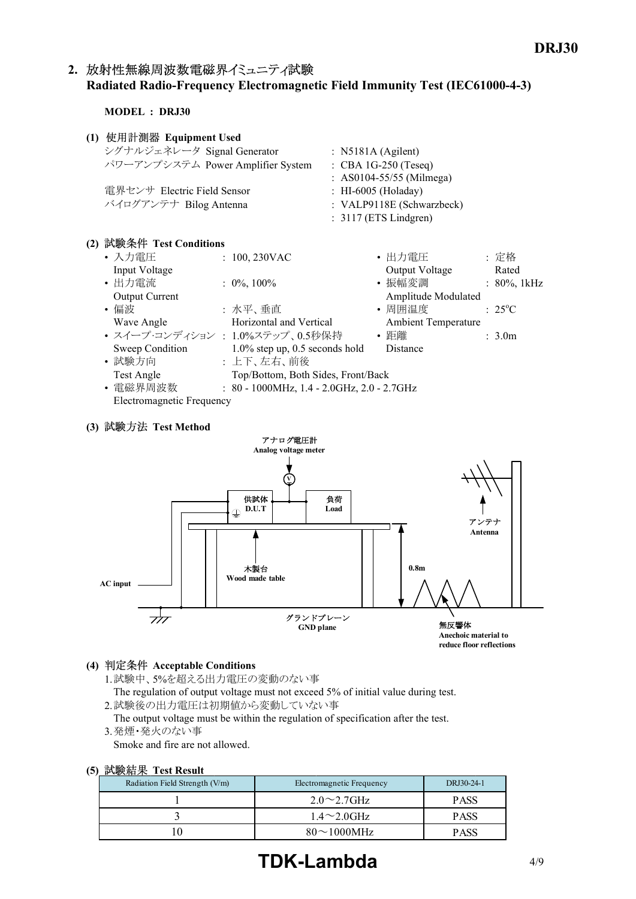## 2. 放射性無線周波数電磁界イミュニティ試験 Radiated Radio-Frequency Electromagnetic Field Immunity Test (IEC61000-4-3)

**MODEL : DRJ30**

**(1) 使用計測器 Equipment Used**

| | |
|---|---|
| シグナルジェネレータ Signal Generator | : N5181A (Agilent) |
| パワーアンプシステム Power Amplifier System | : CBA 1G-250 (Teseq) |
| | : AS0104-55/55 (Milmega) |
| 電界センサ Electric Field Sensor | : HI-6005 (Holaday) |
| バイログアンテナ Bilog Antenna | : VALP9118E (Schwarzbeck) |
| | : 3117 (ETS Lindgren) |

**(2) 試験条件 Test Conditions**

- 入力電圧 Input Voltage : 100, 230VAC
- 出力電圧 Output Voltage : 定格 Rated
- 出力電流 Output Current : 0%, 100%
- 振幅変調 Amplitude Modulated : 80%, 1kHz
- 偏波 Wave Angle : 水平、垂直 Horizontal and Vertical
- 周囲温度 Ambient Temperature : 25°C
- スイープ･コンディション Sweep Condition : 1.0%ステップ、0.5秒保持 1.0% step up, 0.5 seconds hold
- 距離 Distance : 3.0m
- 試験方向 Test Angle : 上下、左右、前後 Top/Bottom, Both Sides, Front/Back
- 電磁界周波数 Electromagnetic Frequency : 80 - 1000MHz, 1.4 - 2.0GHz, 2.0 - 2.7GHz

**(3) 試験方法 Test Method**

アナログ電圧計 Analog voltage meter

供試体 D.U.T

負荷 Load

アンテナ Antenna

木製台 Wood made table

0.8m

AC input

グランドプレーン GND plane

無反響体 Anechoic material to reduce floor reflections

**(4) 判定条件 Acceptable Conditions**

1. 試験中、5%を超える出力電圧の変動のない事
   The regulation of output voltage must not exceed 5% of initial value during test.
2. 試験後の出力電圧は初期値から変動していない事
   The output voltage must be within the regulation of specification after the test.
3. 発煙・発火のない事
   Smoke and fire are not allowed.

**(5) 試験結果 Test Result**

| Radiation Field Strength (V/m) | Electromagnetic Frequency | DRJ30-24-1 |
|---|---|---|
| 1 | 2.0～2.7GHz | PASS |
| 3 | 1.4～2.0GHz | PASS |
| 10 | 80～1000MHz | PASS |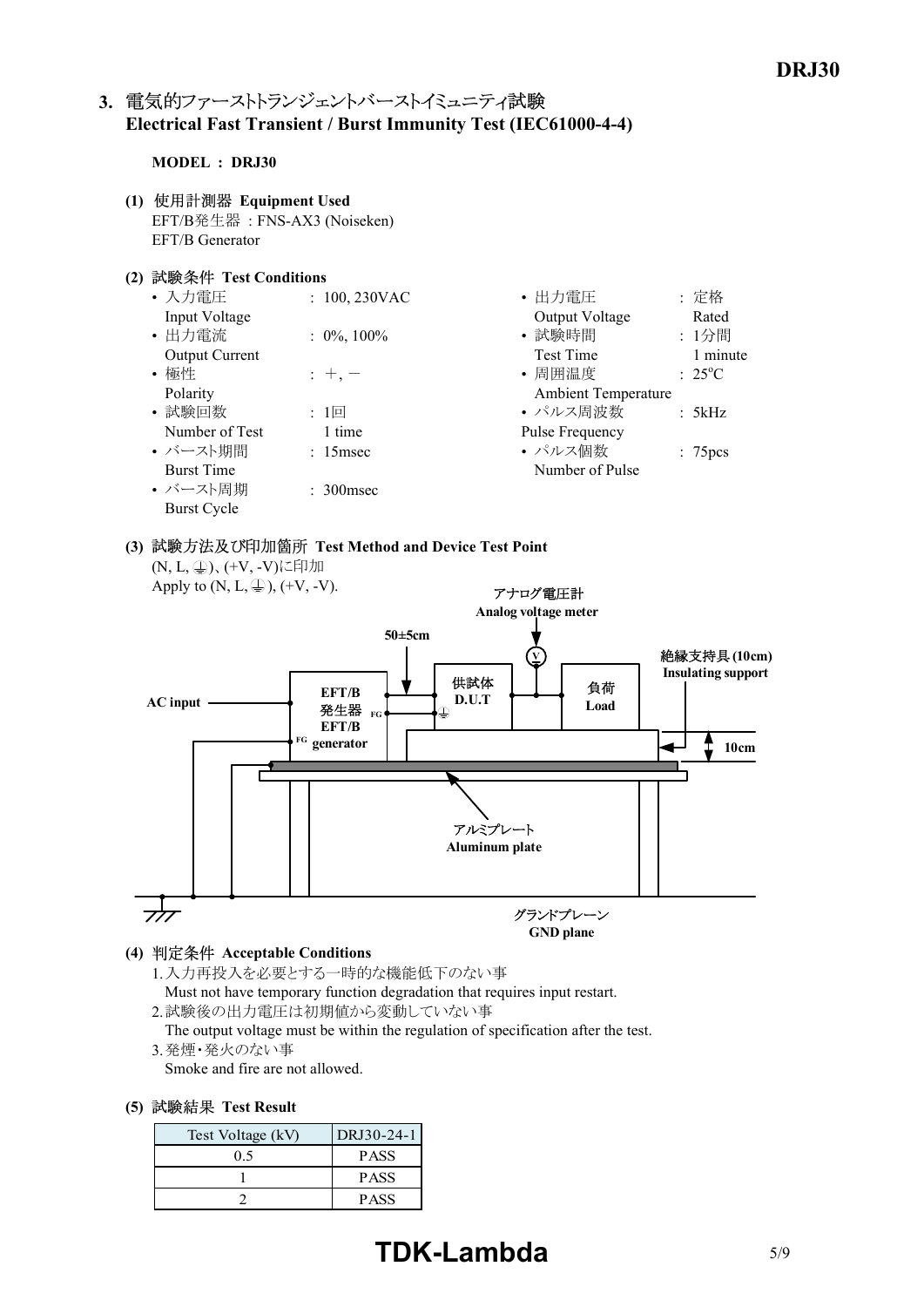## 3. 電気的ファーストトランジェントバーストイミュニティ試験 Electrical Fast Transient / Burst Immunity Test (IEC61000-4-4)

**MODEL : DRJ30**

**(1) 使用計測器 Equipment Used**

EFT/B発生器 : FNS-AX3 (Noiseken)
EFT/B Generator

**(2) 試験条件 Test Conditions**

- 入力電圧 Input Voltage : 100, 230VAC
- 出力電流 Output Current : 0%, 100%
- 極性 Polarity : +, −
- 試験回数 Number of Test : 1回 1 time
- バースト期間 Burst Time : 15msec
- バースト周期 Burst Cycle : 300msec
- 出力電圧 Output Voltage : 定格 Rated
- 試験時間 Test Time : 1分間 1 minute
- 周囲温度 Ambient Temperature : 25°C
- パルス周波数 Pulse Frequency : 5kHz
- パルス個数 Number of Pulse : 75pcs

**(3) 試験方法及び印加箇所 Test Method and Device Test Point**

(N, L, ⏚)、(+V, -V)に印加
Apply to (N, L, ⏚), (+V, -V).

アナログ電圧計
Analog voltage meter
50±5cm
絶縁支持具 (10cm)
Insulating support
AC input
EFT/B 発生器 EFT/B generator
FG
供試体 D.U.T
負荷 Load
10cm
アルミプレート
Aluminum plate
グランドプレーン
GND plane

**(4) 判定条件 Acceptable Conditions**

1. 入力再投入を必要とする一時的な機能低下のない事
   Must not have temporary function degradation that requires input restart.
2. 試験後の出力電圧は初期値から変動していない事
   The output voltage must be within the regulation of specification after the test.
3. 発煙・発火のない事
   Smoke and fire are not allowed.

**(5) 試験結果 Test Result**

| Test Voltage (kV) | DRJ30-24-1 |
|---|---|
| 0.5 | PASS |
| 1 | PASS |
| 2 | PASS |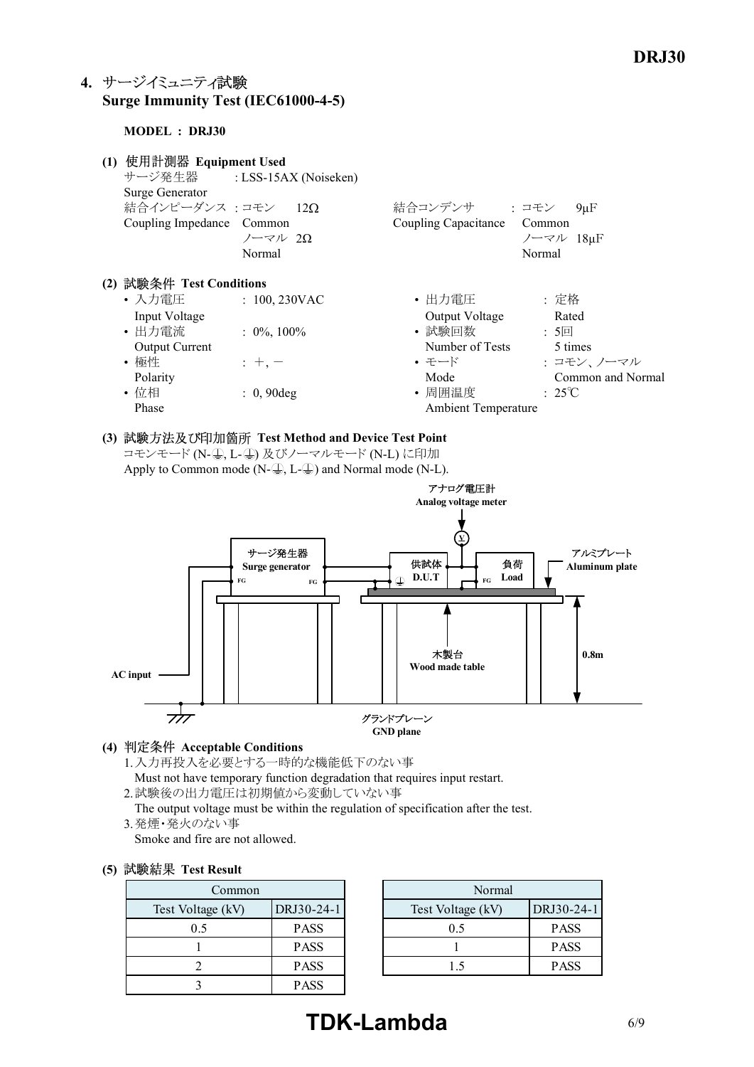## 4. サージイミュニティ試験 Surge Immunity Test (IEC61000-4-5)

**MODEL : DRJ30**

**(1) 使用計測器 Equipment Used**

サージ発生器 Surge Generator : LSS-15AX (Noiseken)

結合インピーダンス Coupling Impedance : コモン Common 12Ω, ノーマル Normal 2Ω

結合コンデンサ Coupling Capacitance : コモン Common 9μF, ノーマル Normal 18μF

**(2) 試験条件 Test Conditions**

- 入力電圧 Input Voltage : 100, 230VAC
- 出力電流 Output Current : 0%, 100%
- 極性 Polarity : ＋, －
- 位相 Phase : 0, 90deg
- 出力電圧 Output Voltage : 定格 Rated
- 試験回数 Number of Tests : 5回 5 times
- モード Mode : コモン、ノーマル Common and Normal
- 周囲温度 Ambient Temperature : 25℃

**(3) 試験方法及び印加箇所 Test Method and Device Test Point**

コモンモード (N-⏚, L-⏚) 及びノーマルモード (N-L) に印加
Apply to Common mode (N-⏚, L-⏚) and Normal mode (N-L).

アナログ電圧計 Analog voltage meter
V
サージ発生器 Surge generator
FG
FG
供試体 D.U.T
負荷 Load
FG
アルミプレート Aluminum plate
木製台 Wood made table
0.8m
AC input
グランドプレーン GND plane

**(4) 判定条件 Acceptable Conditions**

1. 入力再投入を必要とする一時的な機能低下のない事
   Must not have temporary function degradation that requires input restart.
2. 試験後の出力電圧は初期値から変動していない事
   The output voltage must be within the regulation of specification after the test.
3. 発煙・発火のない事
   Smoke and fire are not allowed.

**(5) 試験結果 Test Result**

| Common | |
|---|---|
| Test Voltage (kV) | DRJ30-24-1 |
| 0.5 | PASS |
| 1 | PASS |
| 2 | PASS |
| 3 | PASS |

| Normal | |
|---|---|
| Test Voltage (kV) | DRJ30-24-1 |
| 0.5 | PASS |
| 1 | PASS |
| 1.5 | PASS |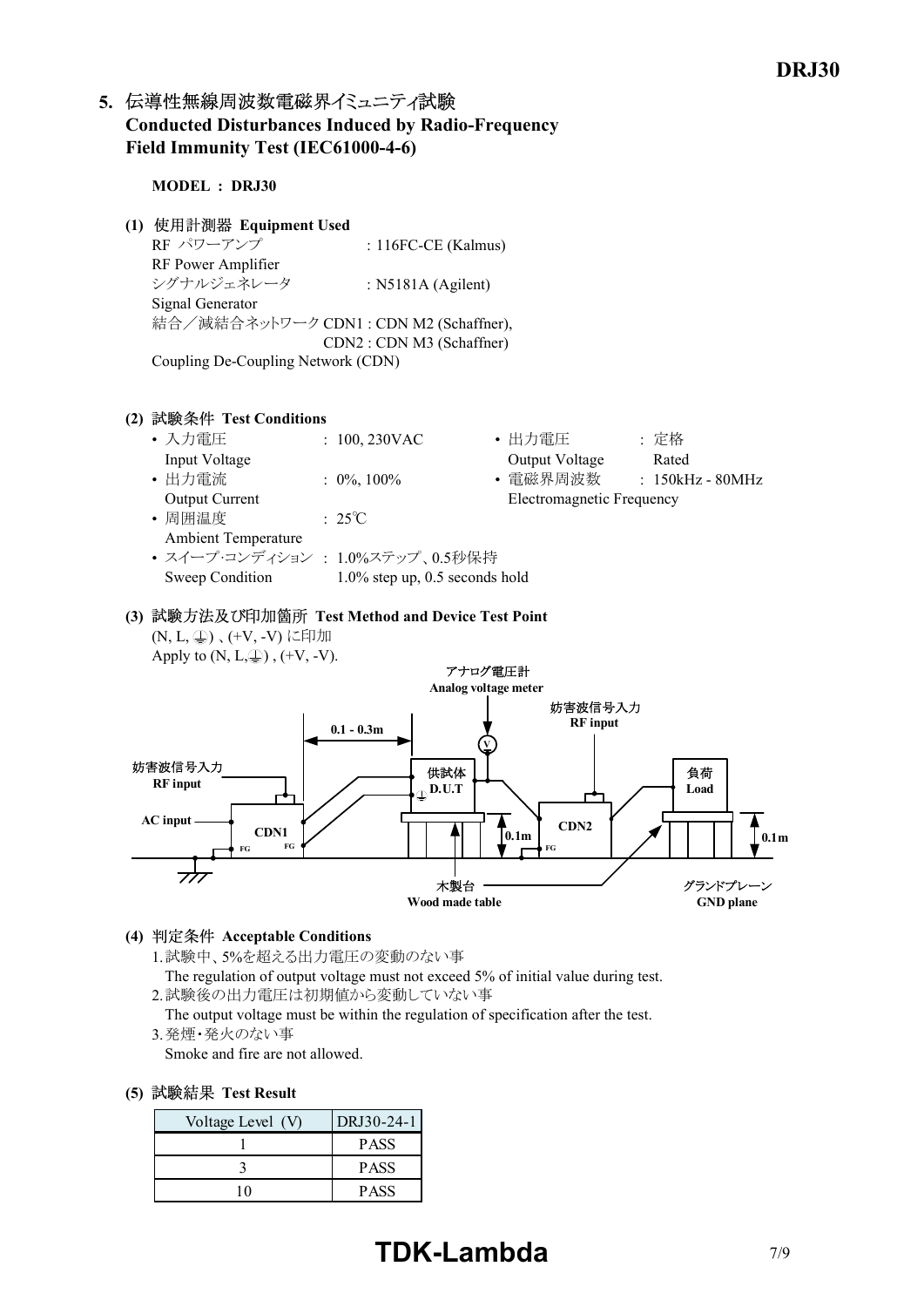## 5. 伝導性無線周波数電磁界イミュニティ試験 Conducted Disturbances Induced by Radio-Frequency Field Immunity Test (IEC61000-4-6)

**MODEL : DRJ30**

**(1) 使用計測器 Equipment Used**

RF パワーアンプ RF Power Amplifier : 116FC-CE (Kalmus)
シグナルジェネレータ Signal Generator : N5181A (Agilent)
結合／減結合ネットワーク Coupling De-Coupling Network (CDN) CDN1 : CDN M2 (Schaffner), CDN2 : CDN M3 (Schaffner)

**(2) 試験条件 Test Conditions**

- 入力電圧 Input Voltage : 100, 230VAC
- 出力電圧 Output Voltage : 定格 Rated
- 出力電流 Output Current : 0%, 100%
- 電磁界周波数 Electromagnetic Frequency : 150kHz - 80MHz
- 周囲温度 Ambient Temperature : 25℃
- スイープ·コンディション Sweep Condition : 1.0%ステップ、0.5秒保持 1.0% step up, 0.5 seconds hold

**(3) 試験方法及び印加箇所 Test Method and Device Test Point**

(N, L, ⏚) , (+V, -V) に印加
Apply to (N, L,⏚) , (+V, -V).

アナログ電圧計
Analog voltage meter
妨害波信号入力
RF input
0.1 - 0.3m
V
供試体
D.U.T
負荷
Load
AC input
CDN1
FG
CDN2
0.1m
木製台
Wood made table
グランドプレーン
GND plane

**(4) 判定条件 Acceptable Conditions**

1. 試験中、5%を超える出力電圧の変動のない事
   The regulation of output voltage must not exceed 5% of initial value during test.
2. 試験後の出力電圧は初期値から変動していない事
   The output voltage must be within the regulation of specification after the test.
3. 発煙･発火のない事
   Smoke and fire are not allowed.

**(5) 試験結果 Test Result**

| Voltage Level (V) | DRJ30-24-1 |
|---|---|
| 1 | PASS |
| 3 | PASS |
| 10 | PASS |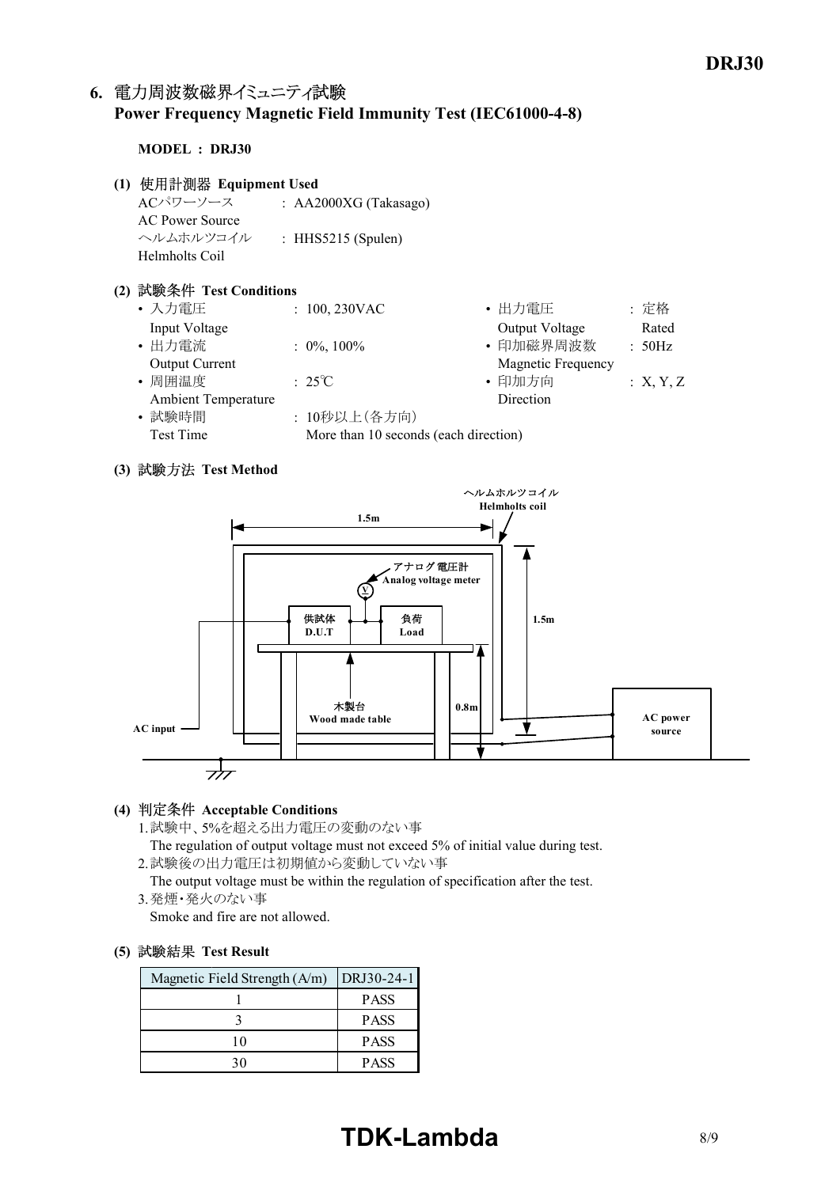## 6. 電力周波数磁界イミュニティ試験 Power Frequency Magnetic Field Immunity Test (IEC61000-4-8)

**MODEL : DRJ30**

### (1) 使用計測器 Equipment Used

ACパワーソース AC Power Source : AA2000XG (Takasago)

ヘルムホルツコイル Helmholts Coil : HHS5215 (Spulen)

### (2) 試験条件 Test Conditions

- 入力電圧 Input Voltage : 100, 230VAC
- 出力電流 Output Current : 0%, 100%
- 周囲温度 Ambient Temperature : 25℃
- 試験時間 Test Time : 10秒以上（各方向） More than 10 seconds (each direction)
- 出力電圧 Output Voltage : 定格 Rated
- 印加磁界周波数 Magnetic Frequency : 50Hz
- 印加方向 Direction : X, Y, Z

### (3) 試験方法 Test Method

ヘルムホルツコイル Helmholts coil

1.5m

アナログ電圧計 Analog voltage meter

供試体 D.U.T

負荷 Load

1.5m

木製台 Wood made table

0.8m

AC input

AC power source

### (4) 判定条件 Acceptable Conditions

1. 試験中、5%を超える出力電圧の変動のない事
   The regulation of output voltage must not exceed 5% of initial value during test.
2. 試験後の出力電圧は初期値から変動していない事
   The output voltage must be within the regulation of specification after the test.
3. 発煙・発火のない事
   Smoke and fire are not allowed.

### (5) 試験結果 Test Result

| Magnetic Field Strength (A/m) | DRJ30-24-1 |
|---|---|
| 1 | PASS |
| 3 | PASS |
| 10 | PASS |
| 30 | PASS |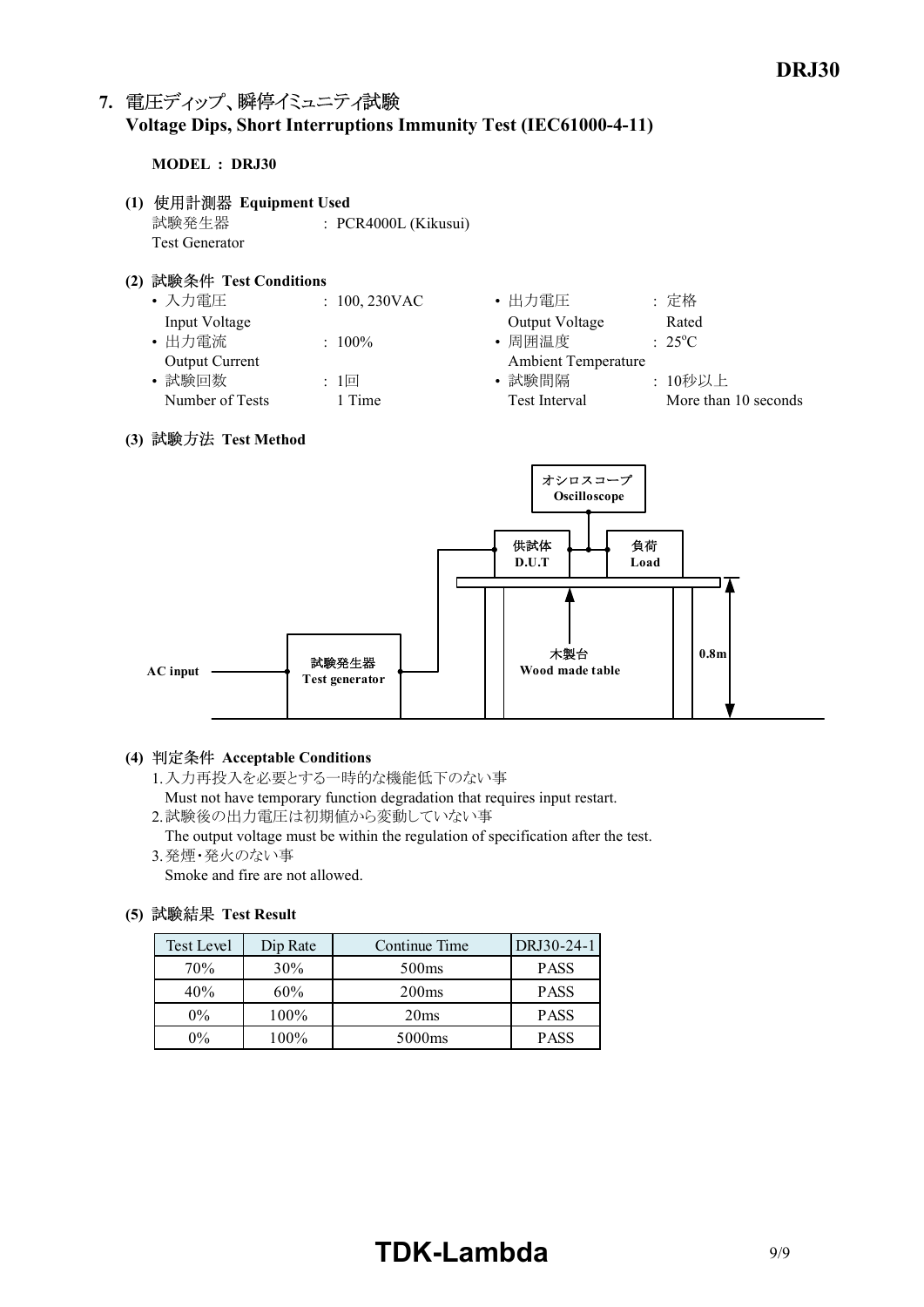## 7. 電圧ディップ、瞬停イミュニティ試験
## Voltage Dips, Short Interruptions Immunity Test (IEC61000-4-11)

**MODEL : DRJ30**

**(1) 使用計測器 Equipment Used**

試験発生器 Test Generator : PCR4000L (Kikusui)

**(2) 試験条件 Test Conditions**

- 入力電圧 Input Voltage : 100, 230VAC
- 出力電流 Output Current : 100%
- 試験回数 Number of Tests : 1回 1 Time
- 出力電圧 Output Voltage : 定格 Rated
- 周囲温度 Ambient Temperature : 25°C
- 試験間隔 Test Interval : 10秒以上 More than 10 seconds

**(3) 試験方法 Test Method**

オシロスコープ Oscilloscope

供試体 D.U.T

負荷 Load

AC input

試験発生器 Test generator

木製台 Wood made table

0.8m

**(4) 判定条件 Acceptable Conditions**

1. 入力再投入を必要とする一時的な機能低下のない事
   Must not have temporary function degradation that requires input restart.
2. 試験後の出力電圧は初期値から変動していない事
   The output voltage must be within the regulation of specification after the test.
3. 発煙・発火のない事
   Smoke and fire are not allowed.

**(5) 試験結果 Test Result**

| Test Level | Dip Rate | Continue Time | DRJ30-24-1 |
|---|---|---|---|
| 70% | 30% | 500ms | PASS |
| 40% | 60% | 200ms | PASS |
| 0% | 100% | 20ms | PASS |
| 0% | 100% | 5000ms | PASS |